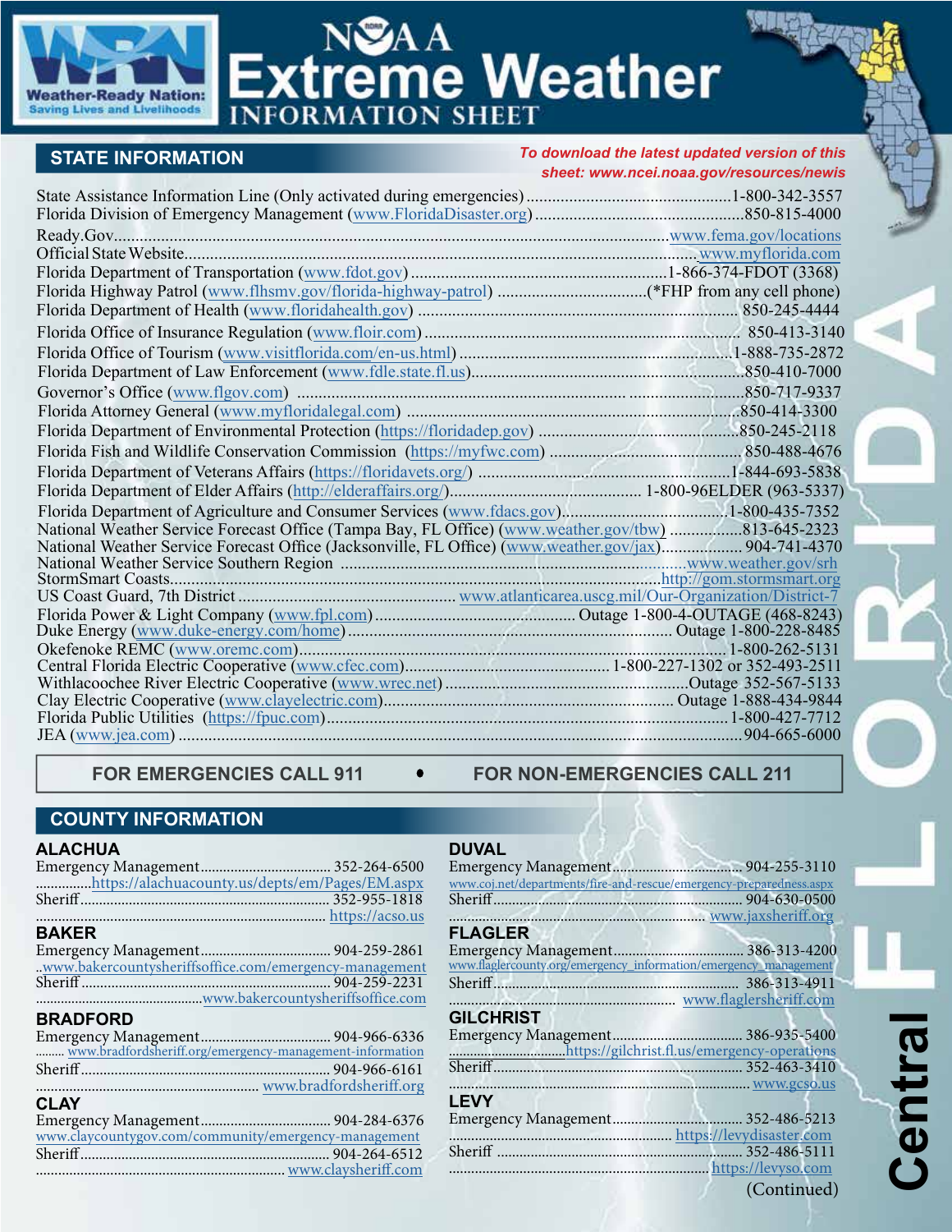# NOAA Extreme Weather INFORMATION SHEET

Weather-Ready Nation: Saving Lives and Livelihoods

## STATE INFORMATION

*To download the latest updated version of this sheet: www.ncei.noaa.gov/resources/newis*

State Assistance Information Line (Only activated during emergencies) ....1-800-342-3557
Florida Division of Emergency Management (www.FloridaDisaster.org) ....850-815-4000
Ready.Gov....www.fema.gov/locations
Official State Website....www.myflorida.com
Florida Department of Transportation (www.fdot.gov) ....1-866-374-FDOT (3368)
Florida Highway Patrol (www.flhsmv.gov/florida-highway-patrol) ....(*FHP from any cell phone)
Florida Department of Health (www.floridahealth.gov) ....850-245-4444
Florida Office of Insurance Regulation (www.floir.com) ....850-413-3140
Florida Office of Tourism (www.visitflorida.com/en-us.html) ....1-888-735-2872
Florida Department of Law Enforcement (www.fdle.state.fl.us)....850-410-7000
Governor's Office (www.flgov.com) ....850-717-9337
Florida Attorney General (www.myfloridalegal.com) ....850-414-3300
Florida Department of Environmental Protection (https://floridadep.gov) ....850-245-2118
Florida Fish and Wildlife Conservation Commission (https://myfwc.com) ....850-488-4676
Florida Department of Veterans Affairs (https://floridavets.org/) ....1-844-693-5838
Florida Department of Elder Affairs (http://elderaffairs.org/).... 1-800-96ELDER (963-5337)
Florida Department of Agriculture and Consumer Services (www.fdacs.gov)....1-800-435-7352
National Weather Service Forecast Office (Tampa Bay, FL Office) (www.weather.gov/tbw) ....813-645-2323
National Weather Service Forecast Office (Jacksonville, FL Office) (www.weather.gov/jax).... 904-741-4370
National Weather Service Southern Region ....www.weather.gov/srh
StormSmart Coasts....http://gom.stormsmart.org
US Coast Guard, 7th District ....www.atlanticarea.uscg.mil/Our-Organization/District-7
Florida Power & Light Company (www.fpl.com) .... Outage 1-800-4-OUTAGE (468-8243)
Duke Energy (www.duke-energy.com/home).... Outage 1-800-228-8485
Okefenoke REMC (www.oremc.com)....1-800-262-5131
Central Florida Electric Cooperative (www.cfec.com)....1-800-227-1302 or 352-493-2511
Withlacoochee River Electric Cooperative (www.wrec.net) ....Outage 352-567-5133
Clay Electric Cooperative (www.clayelectric.com).... Outage 1-888-434-9844
Florida Public Utilities (https://fpuc.com)....1-800-427-7712
JEA (www.jea.com) ....904-665-6000

**FOR EMERGENCIES CALL 911 • FOR NON-EMERGENCIES CALL 211**

## COUNTY INFORMATION

### ALACHUA
Emergency Management.... 352-264-6500
....https://alachuacounty.us/depts/em/Pages/EM.aspx
Sheriff.... 352-955-1818
.... https://acso.us

### BAKER
Emergency Management.... 904-259-2861
..www.bakercountysheriffsoffice.com/emergency-management
Sheriff.... 904-259-2231
....www.bakercountysheriffsoffice.com

### BRADFORD
Emergency Management.... 904-966-6336
.... www.bradfordsheriff.org/emergency-management-information
Sheriff.... 904-966-6161
.... www.bradfordsheriff.org

### CLAY
Emergency Management.... 904-284-6376
www.claycountygov.com/community/emergency-management
Sheriff.... 904-264-6512
.... www.claysheriff.com

### DUVAL
Emergency Management.... 904-255-3110
www.coj.net/departments/fire-and-rescue/emergency-preparedness.aspx
Sheriff.... 904-630-0500
.... www.jaxsheriff.org

### FLAGLER
Emergency Management.... 386-313-4200
www.flaglercounty.org/emergency_information/emergency_management
Sheriff.... 386-313-4911
.... www.flaglersheriff.com

### GILCHRIST
Emergency Management.... 386-935-5400
....https://gilchrist.fl.us/emergency-operations
Sheriff.... 352-463-3410
.... www.gcso.us

### LEVY
Emergency Management.... 352-486-5213
.... https://levydisaster.com
Sheriff .... 352-486-5111
....https://levyso.com

(Continued)

FLORIDA Central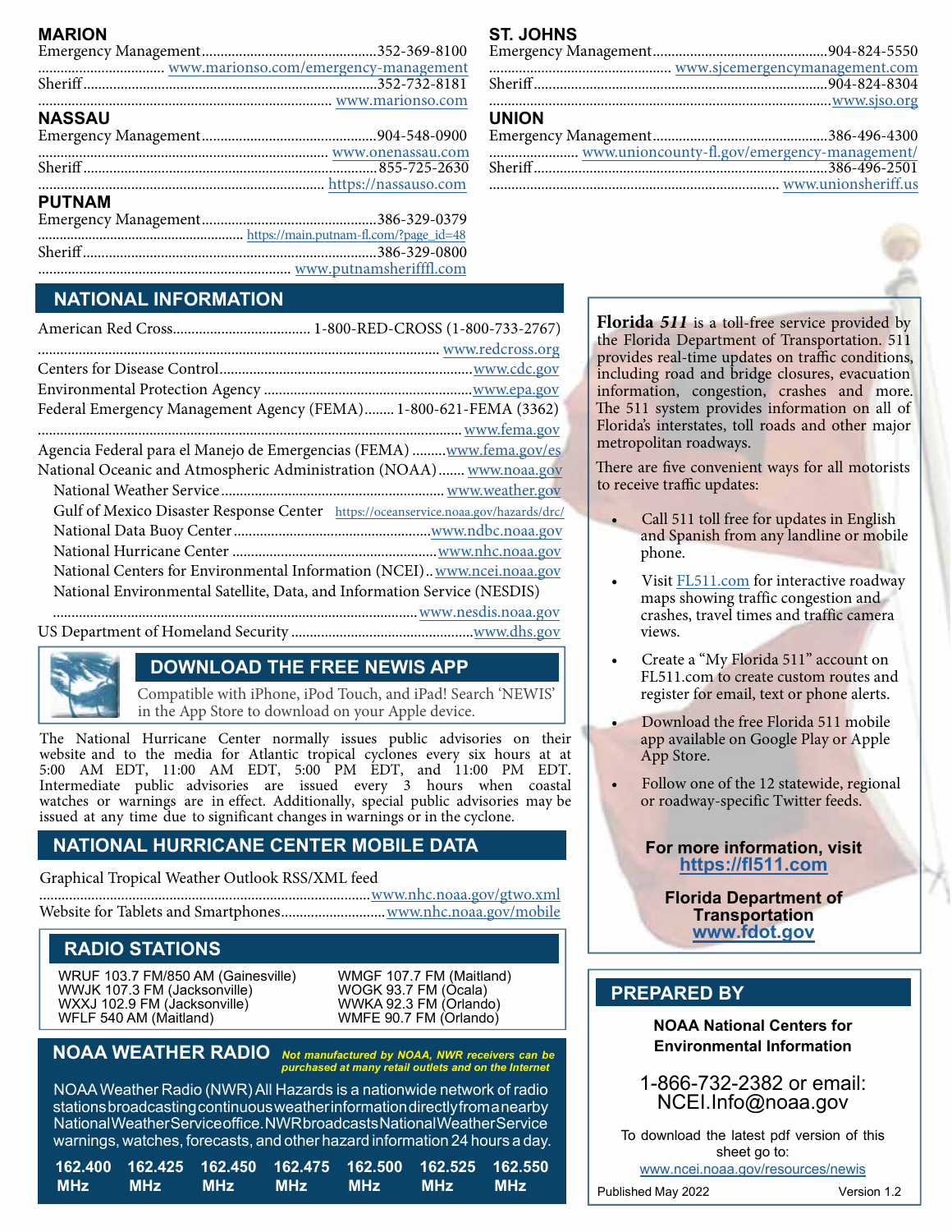## MARION

Emergency Management....352-369-8100
.... www.marionso.com/emergency-management
Sheriff....352-732-8181
.... www.marionso.com

## NASSAU

Emergency Management....904-548-0900
.... www.onenassau.com
Sheriff....855-725-2630
.... https://nassauso.com

## PUTNAM

Emergency Management....386-329-0379
.... https://main.putnam-fl.com/?page_id=48
Sheriff....386-329-0800
.... www.putnamsherifffl.com

## ST. JOHNS

Emergency Management....904-824-5550
.... www.sjcemergencymanagement.com
Sheriff....904-824-8304
.... www.sjso.org

## UNION

Emergency Management....386-496-4300
.... www.unioncounty-fl.gov/emergency-management/
Sheriff....386-496-2501
.... www.unionsheriff.us

## NATIONAL INFORMATION

American Red Cross.... 1-800-RED-CROSS (1-800-733-2767)
.... www.redcross.org
Centers for Disease Control....www.cdc.gov
Environmental Protection Agency ....www.epa.gov
Federal Emergency Management Agency (FEMA).... 1-800-621-FEMA (3362)
.... www.fema.gov
Agencia Federal para el Manejo de Emergencias (FEMA) ....www.fema.gov/es
National Oceanic and Atmospheric Administration (NOAA).... www.noaa.gov
- National Weather Service.... www.weather.gov
- Gulf of Mexico Disaster Response Center https://oceanservice.noaa.gov/hazards/drc/
- National Data Buoy Center....www.ndbc.noaa.gov
- National Hurricane Center ....www.nhc.noaa.gov
- National Centers for Environmental Information (NCEI)..www.ncei.noaa.gov
- National Environmental Satellite, Data, and Information Service (NESDIS) .... www.nesdis.noaa.gov

US Department of Homeland Security ....www.dhs.gov

## DOWNLOAD THE FREE NEWIS APP

Compatible with iPhone, iPod Touch, and iPad! Search 'NEWIS' in the App Store to download on your Apple device.

The National Hurricane Center normally issues public advisories on their website and to the media for Atlantic tropical cyclones every six hours at at 5:00 AM EDT, 11:00 AM EDT, 5:00 PM EDT, and 11:00 PM EDT. Intermediate public advisories are issued every 3 hours when coastal watches or warnings are in effect. Additionally, special public advisories may be issued at any time due to significant changes in warnings or in the cyclone.

## NATIONAL HURRICANE CENTER MOBILE DATA

Graphical Tropical Weather Outlook RSS/XML feed
....www.nhc.noaa.gov/gtwo.xml
Website for Tablets and Smartphones....www.nhc.noaa.gov/mobile

## RADIO STATIONS

WRUF 103.7 FM/850 AM (Gainesville)
WWJK 107.3 FM (Jacksonville)
WXXJ 102.9 FM (Jacksonville)
WFLF 540 AM (Maitland)
WMGF 107.7 FM (Maitland)
WOGK 93.7 FM (Ocala)
WWKA 92.3 FM (Orlando)
WMFE 90.7 FM (Orlando)

## NOAA WEATHER RADIO

*Not manufactured by NOAA, NWR receivers can be purchased at many retail outlets and on the Internet*

NOAA Weather Radio (NWR) All Hazards is a nationwide network of radio stations broadcasting continuous weather information directly from a nearby National Weather Service office. NWR broadcasts National Weather Service warnings, watches, forecasts, and other hazard information 24 hours a day.

**162.400 MHz | 162.425 MHz | 162.450 MHz | 162.475 MHz | 162.500 MHz | 162.525 MHz | 162.550 MHz**

**Florida *511*** is a toll-free service provided by the Florida Department of Transportation. 511 provides real-time updates on traffic conditions, including road and bridge closures, evacuation information, congestion, crashes and more. The 511 system provides information on all of Florida's interstates, toll roads and other major metropolitan roadways.

There are five convenient ways for all motorists to receive traffic updates:

- Call 511 toll free for updates in English and Spanish from any landline or mobile phone.
- Visit FL511.com for interactive roadway maps showing traffic congestion and crashes, travel times and traffic camera views.
- Create a "My Florida 511" account on FL511.com to create custom routes and register for email, text or phone alerts.
- Download the free Florida 511 mobile app available on Google Play or Apple App Store.
- Follow one of the 12 statewide, regional or roadway-specific Twitter feeds.

**For more information, visit https://fl511.com**

**Florida Department of Transportation www.fdot.gov**

## PREPARED BY

**NOAA National Centers for Environmental Information**

1-866-732-2382 or email: NCEI.Info@noaa.gov

To download the latest pdf version of this sheet go to: www.ncei.noaa.gov/resources/newis

Published May 2022 Version 1.2